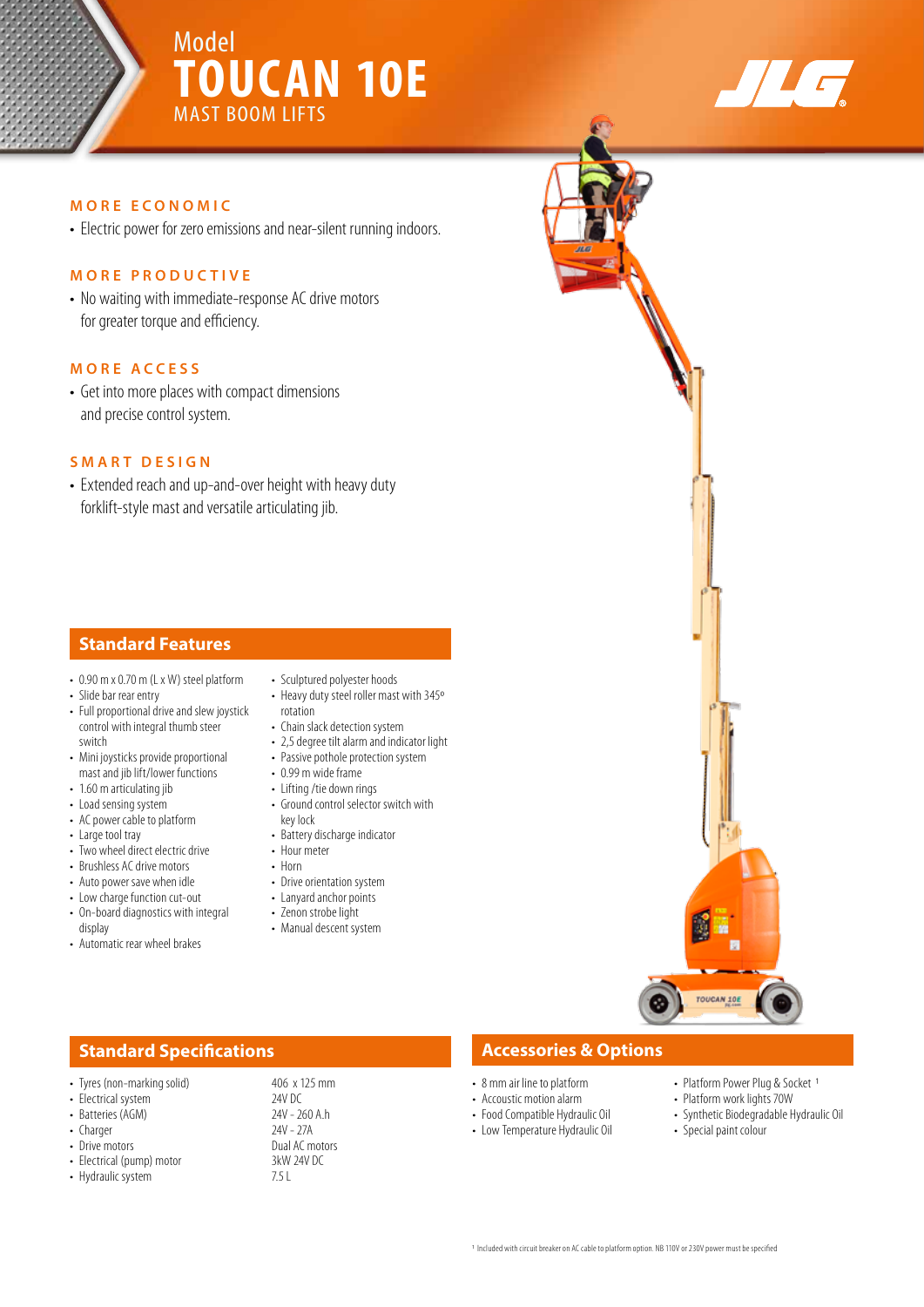Model

# TOUCAN 10E

MAST BOOM LIFTS

JLG

## MORE ECONOMIC

- Electric power for zero emissions and near-silent running indoors.

## MORE PRODUCTIVE

- No waiting with immediate-response AC drive motors for greater torque and efficiency.

## MORE ACCESS

- Get into more places with compact dimensions and precise control system.

## SMART DESIGN

- Extended reach and up-and-over height with heavy duty forklift-style mast and versatile articulating jib.

## Standard Features

- 0.90 m x 0.70 m (L x W) steel platform
- Slide bar rear entry
- Full proportional drive and slew joystick control with integral thumb steer switch
- Mini joysticks provide proportional mast and jib lift/lower functions
- 1.60 m articulating jib
- Load sensing system
- AC power cable to platform
- Large tool tray
- Two wheel direct electric drive
- Brushless AC drive motors
- Auto power save when idle
- Low charge function cut-out
- On-board diagnostics with integral display
- Automatic rear wheel brakes
- Sculptured polyester hoods
- Heavy duty steel roller mast with 345º rotation
- Chain slack detection system
- 2,5 degree tilt alarm and indicator light
- Passive pothole protection system
- 0.99 m wide frame
- Lifting /tie down rings
- Ground control selector switch with key lock
- Battery discharge indicator
- Hour meter
- Horn
- Drive orientation system
- Lanyard anchor points
- Zenon strobe light
- Manual descent system

## Standard Specifications

| | |
|---|---|
| Tyres (non-marking solid) | 406 x 125 mm |
| Electrical system | 24V DC |
| Batteries (AGM) | 24V - 260 A.h |
| Charger | 24V - 27A |
| Drive motors | Dual AC motors |
| Electrical (pump) motor | 3kW 24V DC |
| Hydraulic system | 7.5 L |

## Accessories & Options

- 8 mm air line to platform
- Accoustic motion alarm
- Food Compatible Hydraulic Oil
- Low Temperature Hydraulic Oil
- Platform Power Plug & Socket [1]
- Platform work lights 70W
- Synthetic Biodegradable Hydraulic Oil
- Special paint colour

[1] Included with circuit breaker on AC cable to platform option. NB 110V or 230V power must be specified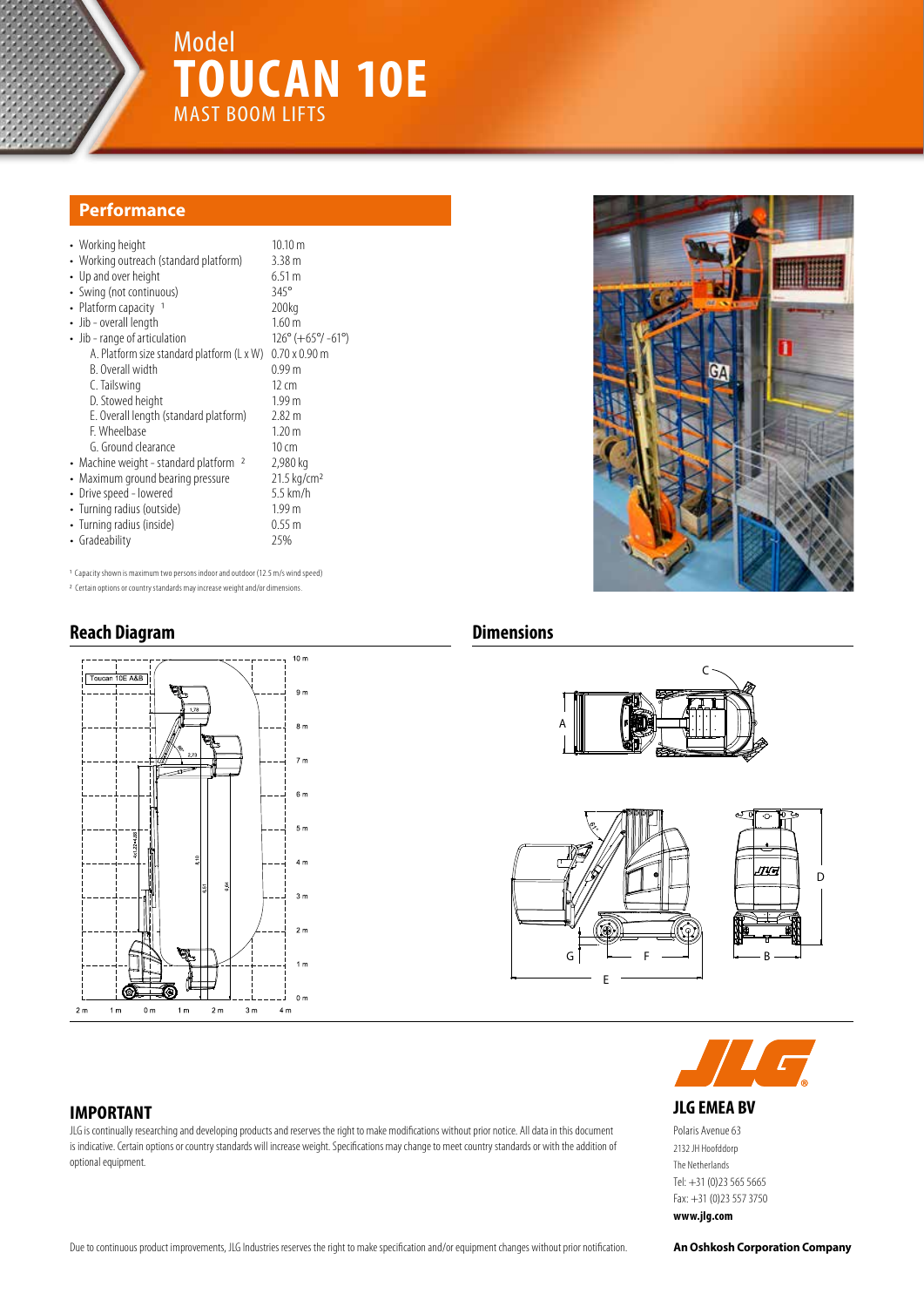# Model TOUCAN 10E

MAST BOOM LIFTS

## Performance

| | |
|---|---|
| • Working height | 10.10 m |
| • Working outreach (standard platform) | 3.38 m |
| • Up and over height | 6.51 m |
| • Swing (not continuous) | 345° |
| • Platform capacity [1] | 200kg |
| • Jib - overall length | 1.60 m |
| • Jib - range of articulation | 126° (+65°/ -61°) |
| A. Platform size standard platform (L x W) | 0.70 x 0.90 m |
| B. Overall width | 0.99 m |
| C. Tailswing | 12 cm |
| D. Stowed height | 1.99 m |
| E. Overall length (standard platform) | 2.82 m |
| F. Wheelbase | 1.20 m |
| G. Ground clearance | 10 cm |
| • Machine weight - standard platform [2] | 2,980 kg |
| • Maximum ground bearing pressure | 21.5 kg/cm² |
| • Drive speed - lowered | 5.5 km/h |
| • Turning radius (outside) | 1.99 m |
| • Turning radius (inside) | 0.55 m |
| • Gradeability | 25% |

[1] Capacity shown is maximum two persons indoor and outdoor (12.5 m/s wind speed)

[2] Certain options or country standards may increase weight and/or dimensions.

## Reach Diagram

Toucan 10E A&B

10 m
9 m
8 m
7 m
6 m
5 m
4 m
3 m
2 m
1 m
0 m

2 m 1 m 0 m 1 m 2 m 3 m 4 m

## Dimensions

A B C D E F G

## IMPORTANT

JLG is continually researching and developing products and reserves the right to make modifications without prior notice. All data in this document is indicative. Certain options or country standards will increase weight. Specifications may change to meet country standards or with the addition of optional equipment.

**JLG EMEA BV**

Polaris Avenue 63
2132 JH Hoofddorp
The Netherlands
Tel: +31 (0)23 565 5665
Fax: +31 (0)23 557 3750
**www.jlg.com**

Due to continuous product improvements, JLG Industries reserves the right to make specification and/or equipment changes without prior notification.

**An Oshkosh Corporation Company**